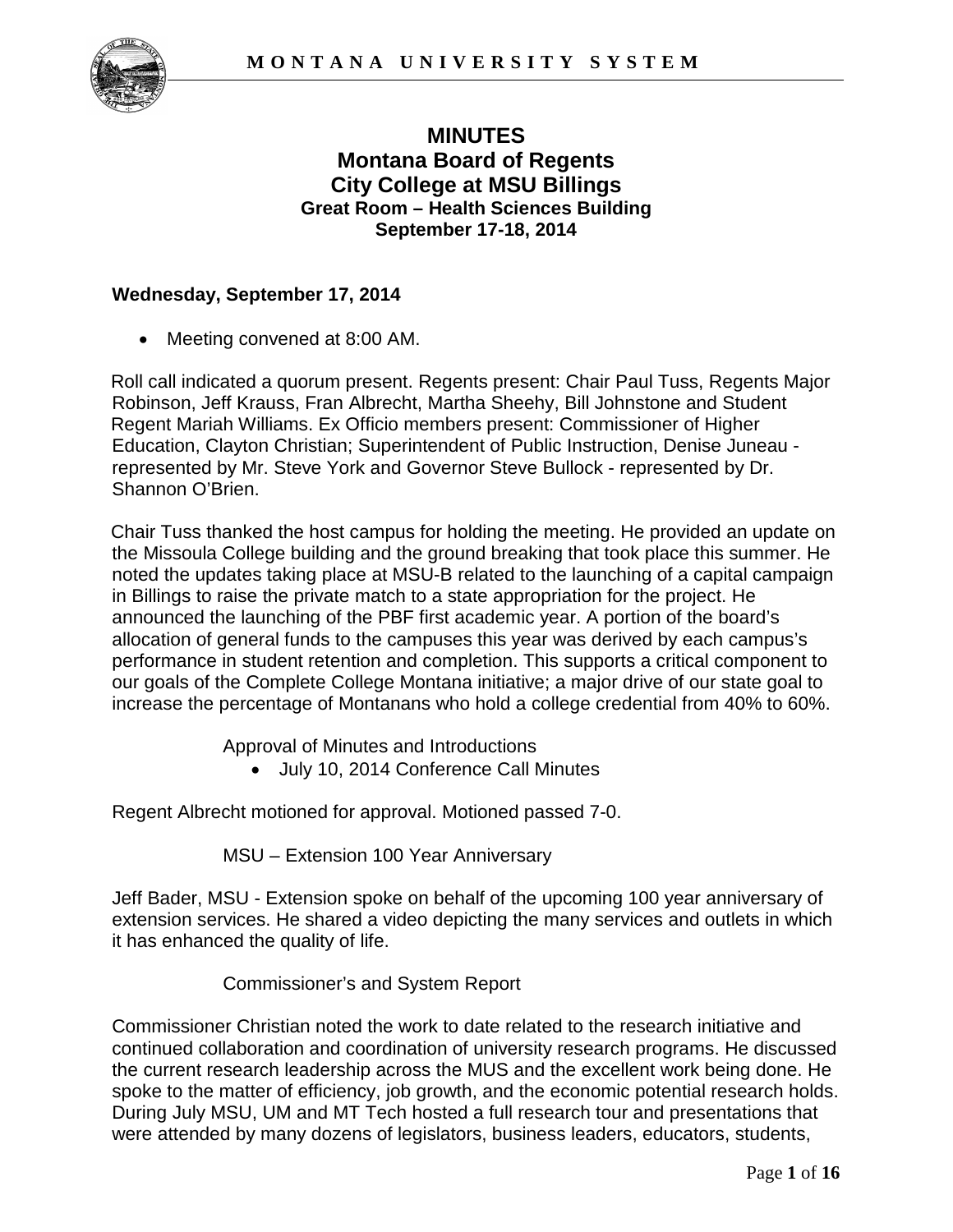# MINUTES
## Montana Board of Regents
## City College at MSU Billings
### Great Room – Health Sciences Building
### September 17-18, 2014

**Wednesday, September 17, 2014**

- Meeting convened at 8:00 AM.

Roll call indicated a quorum present. Regents present: Chair Paul Tuss, Regents Major Robinson, Jeff Krauss, Fran Albrecht, Martha Sheehy, Bill Johnstone and Student Regent Mariah Williams. Ex Officio members present: Commissioner of Higher Education, Clayton Christian; Superintendent of Public Instruction, Denise Juneau - represented by Mr. Steve York and Governor Steve Bullock - represented by Dr. Shannon O'Brien.

Chair Tuss thanked the host campus for holding the meeting. He provided an update on the Missoula College building and the ground breaking that took place this summer. He noted the updates taking place at MSU-B related to the launching of a capital campaign in Billings to raise the private match to a state appropriation for the project. He announced the launching of the PBF first academic year. A portion of the board's allocation of general funds to the campuses this year was derived by each campus's performance in student retention and completion. This supports a critical component to our goals of the Complete College Montana initiative; a major drive of our state goal to increase the percentage of Montanans who hold a college credential from 40% to 60%.

Approval of Minutes and Introductions

- July 10, 2014 Conference Call Minutes

Regent Albrecht motioned for approval. Motioned passed 7-0.

MSU – Extension 100 Year Anniversary

Jeff Bader, MSU - Extension spoke on behalf of the upcoming 100 year anniversary of extension services. He shared a video depicting the many services and outlets in which it has enhanced the quality of life.

Commissioner's and System Report

Commissioner Christian noted the work to date related to the research initiative and continued collaboration and coordination of university research programs. He discussed the current research leadership across the MUS and the excellent work being done. He spoke to the matter of efficiency, job growth, and the economic potential research holds. During July MSU, UM and MT Tech hosted a full research tour and presentations that were attended by many dozens of legislators, business leaders, educators, students,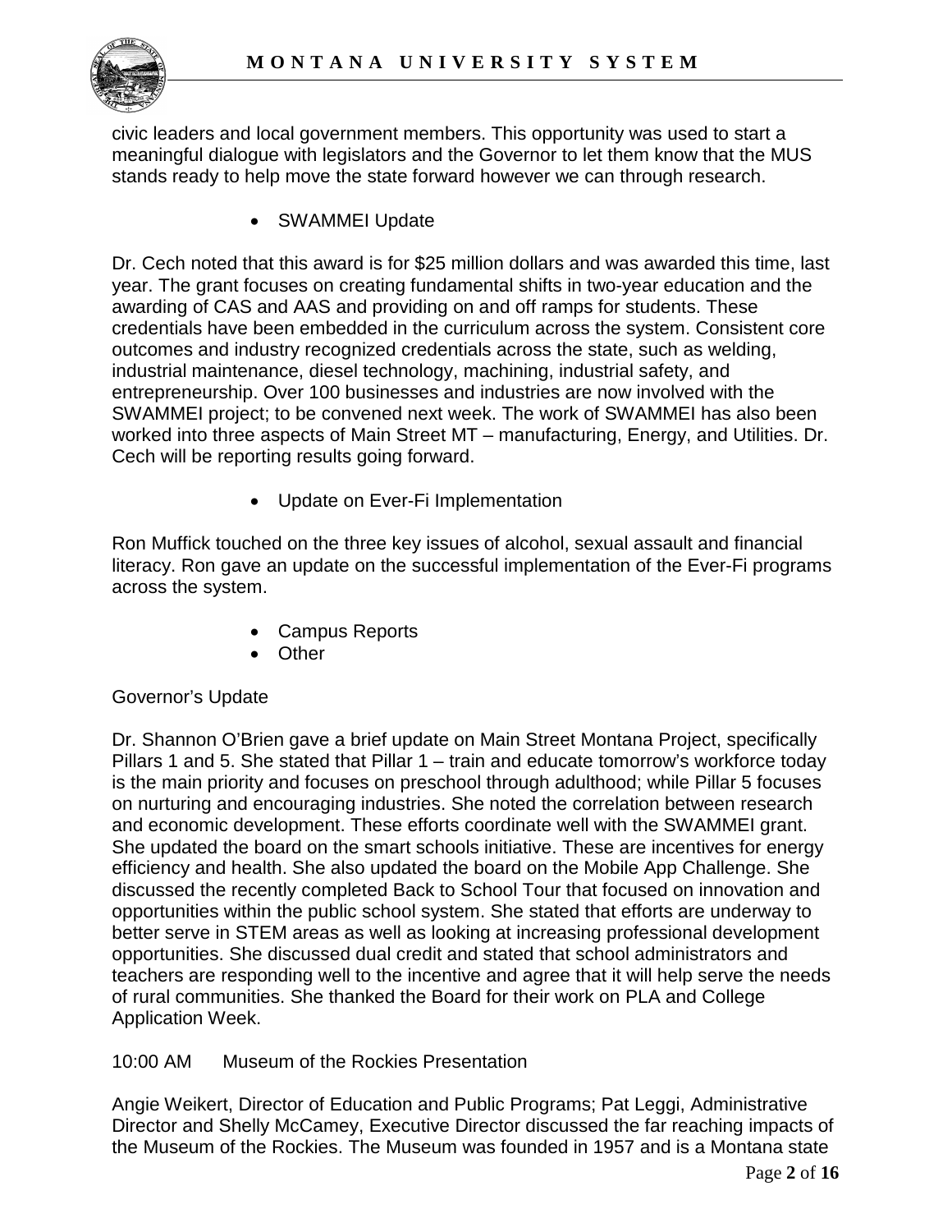civic leaders and local government members. This opportunity was used to start a meaningful dialogue with legislators and the Governor to let them know that the MUS stands ready to help move the state forward however we can through research.

- SWAMMEI Update

Dr. Cech noted that this award is for $25 million dollars and was awarded this time, last year. The grant focuses on creating fundamental shifts in two-year education and the awarding of CAS and AAS and providing on and off ramps for students. These credentials have been embedded in the curriculum across the system. Consistent core outcomes and industry recognized credentials across the state, such as welding, industrial maintenance, diesel technology, machining, industrial safety, and entrepreneurship. Over 100 businesses and industries are now involved with the SWAMMEI project; to be convened next week. The work of SWAMMEI has also been worked into three aspects of Main Street MT – manufacturing, Energy, and Utilities. Dr. Cech will be reporting results going forward.

- Update on Ever-Fi Implementation

Ron Muffick touched on the three key issues of alcohol, sexual assault and financial literacy. Ron gave an update on the successful implementation of the Ever-Fi programs across the system.

- Campus Reports
- Other

Governor's Update

Dr. Shannon O'Brien gave a brief update on Main Street Montana Project, specifically Pillars 1 and 5. She stated that Pillar 1 – train and educate tomorrow's workforce today is the main priority and focuses on preschool through adulthood; while Pillar 5 focuses on nurturing and encouraging industries. She noted the correlation between research and economic development. These efforts coordinate well with the SWAMMEI grant. She updated the board on the smart schools initiative. These are incentives for energy efficiency and health. She also updated the board on the Mobile App Challenge. She discussed the recently completed Back to School Tour that focused on innovation and opportunities within the public school system. She stated that efforts are underway to better serve in STEM areas as well as looking at increasing professional development opportunities. She discussed dual credit and stated that school administrators and teachers are responding well to the incentive and agree that it will help serve the needs of rural communities. She thanked the Board for their work on PLA and College Application Week.

10:00 AM Museum of the Rockies Presentation

Angie Weikert, Director of Education and Public Programs; Pat Leggi, Administrative Director and Shelly McCamey, Executive Director discussed the far reaching impacts of the Museum of the Rockies. The Museum was founded in 1957 and is a Montana state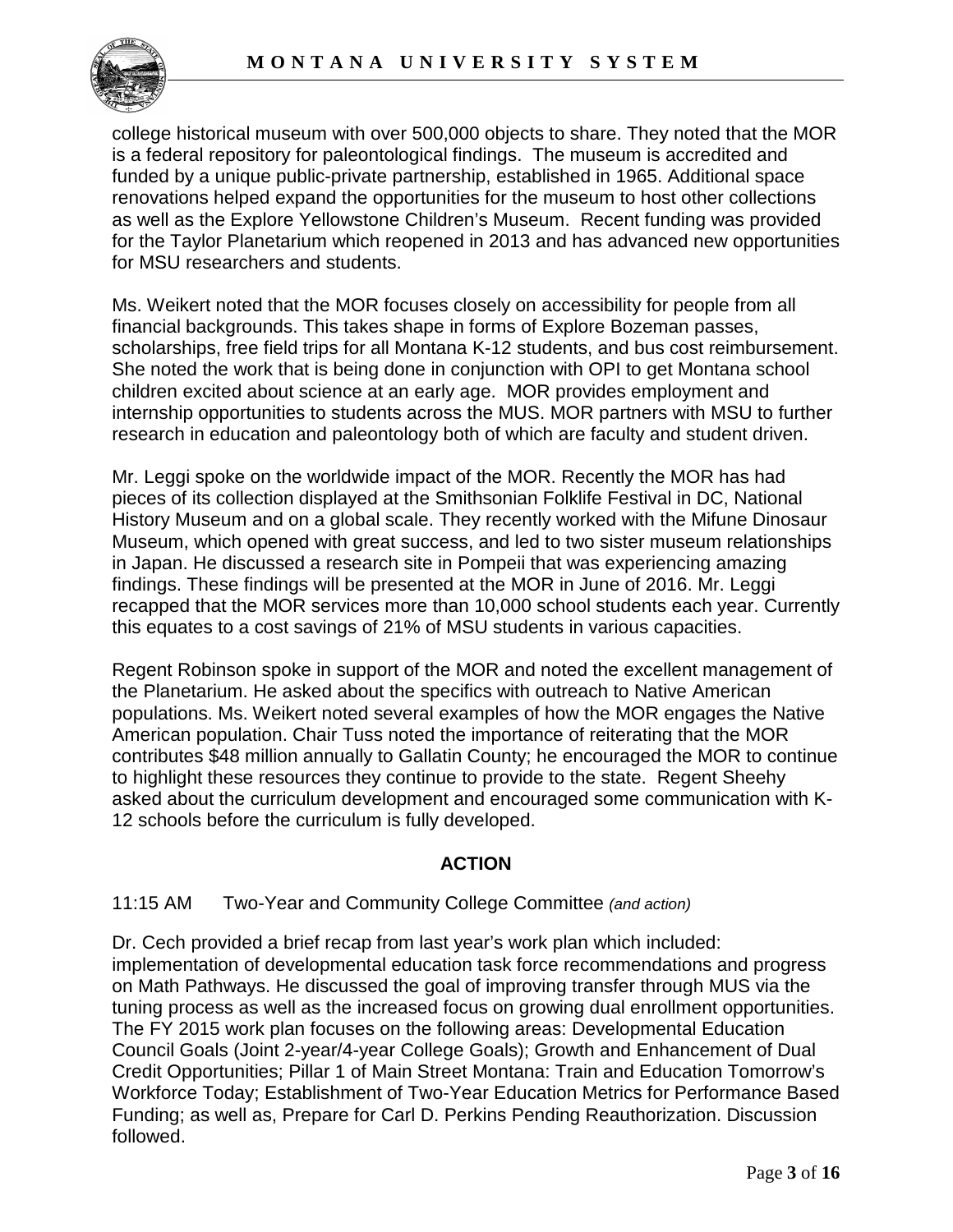college historical museum with over 500,000 objects to share. They noted that the MOR is a federal repository for paleontological findings. The museum is accredited and funded by a unique public-private partnership, established in 1965. Additional space renovations helped expand the opportunities for the museum to host other collections as well as the Explore Yellowstone Children's Museum. Recent funding was provided for the Taylor Planetarium which reopened in 2013 and has advanced new opportunities for MSU researchers and students.

Ms. Weikert noted that the MOR focuses closely on accessibility for people from all financial backgrounds. This takes shape in forms of Explore Bozeman passes, scholarships, free field trips for all Montana K-12 students, and bus cost reimbursement. She noted the work that is being done in conjunction with OPI to get Montana school children excited about science at an early age. MOR provides employment and internship opportunities to students across the MUS. MOR partners with MSU to further research in education and paleontology both of which are faculty and student driven.

Mr. Leggi spoke on the worldwide impact of the MOR. Recently the MOR has had pieces of its collection displayed at the Smithsonian Folklife Festival in DC, National History Museum and on a global scale. They recently worked with the Mifune Dinosaur Museum, which opened with great success, and led to two sister museum relationships in Japan. He discussed a research site in Pompeii that was experiencing amazing findings. These findings will be presented at the MOR in June of 2016. Mr. Leggi recapped that the MOR services more than 10,000 school students each year. Currently this equates to a cost savings of 21% of MSU students in various capacities.

Regent Robinson spoke in support of the MOR and noted the excellent management of the Planetarium. He asked about the specifics with outreach to Native American populations. Ms. Weikert noted several examples of how the MOR engages the Native American population. Chair Tuss noted the importance of reiterating that the MOR contributes $48 million annually to Gallatin County; he encouraged the MOR to continue to highlight these resources they continue to provide to the state. Regent Sheehy asked about the curriculum development and encouraged some communication with K-12 schools before the curriculum is fully developed.

## ACTION

11:15 AM Two-Year and Community College Committee *(and action)*

Dr. Cech provided a brief recap from last year's work plan which included: implementation of developmental education task force recommendations and progress on Math Pathways. He discussed the goal of improving transfer through MUS via the tuning process as well as the increased focus on growing dual enrollment opportunities. The FY 2015 work plan focuses on the following areas: Developmental Education Council Goals (Joint 2-year/4-year College Goals); Growth and Enhancement of Dual Credit Opportunities; Pillar 1 of Main Street Montana: Train and Education Tomorrow's Workforce Today; Establishment of Two-Year Education Metrics for Performance Based Funding; as well as, Prepare for Carl D. Perkins Pending Reauthorization. Discussion followed.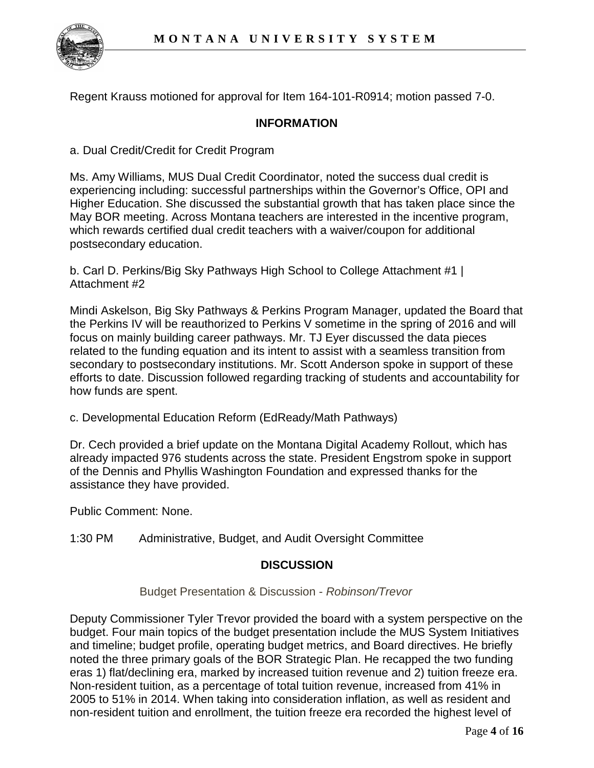Regent Krauss motioned for approval for Item 164-101-R0914; motion passed 7-0.

## INFORMATION

a. Dual Credit/Credit for Credit Program

Ms. Amy Williams, MUS Dual Credit Coordinator, noted the success dual credit is experiencing including: successful partnerships within the Governor's Office, OPI and Higher Education. She discussed the substantial growth that has taken place since the May BOR meeting. Across Montana teachers are interested in the incentive program, which rewards certified dual credit teachers with a waiver/coupon for additional postsecondary education.

b. Carl D. Perkins/Big Sky Pathways High School to College Attachment #1 | Attachment #2

Mindi Askelson, Big Sky Pathways & Perkins Program Manager, updated the Board that the Perkins IV will be reauthorized to Perkins V sometime in the spring of 2016 and will focus on mainly building career pathways. Mr. TJ Eyer discussed the data pieces related to the funding equation and its intent to assist with a seamless transition from secondary to postsecondary institutions. Mr. Scott Anderson spoke in support of these efforts to date. Discussion followed regarding tracking of students and accountability for how funds are spent.

c. Developmental Education Reform (EdReady/Math Pathways)

Dr. Cech provided a brief update on the Montana Digital Academy Rollout, which has already impacted 976 students across the state. President Engstrom spoke in support of the Dennis and Phyllis Washington Foundation and expressed thanks for the assistance they have provided.

Public Comment: None.

1:30 PM Administrative, Budget, and Audit Oversight Committee

## DISCUSSION

Budget Presentation & Discussion - *Robinson/Trevor*

Deputy Commissioner Tyler Trevor provided the board with a system perspective on the budget. Four main topics of the budget presentation include the MUS System Initiatives and timeline; budget profile, operating budget metrics, and Board directives. He briefly noted the three primary goals of the BOR Strategic Plan. He recapped the two funding eras 1) flat/declining era, marked by increased tuition revenue and 2) tuition freeze era. Non-resident tuition, as a percentage of total tuition revenue, increased from 41% in 2005 to 51% in 2014. When taking into consideration inflation, as well as resident and non-resident tuition and enrollment, the tuition freeze era recorded the highest level of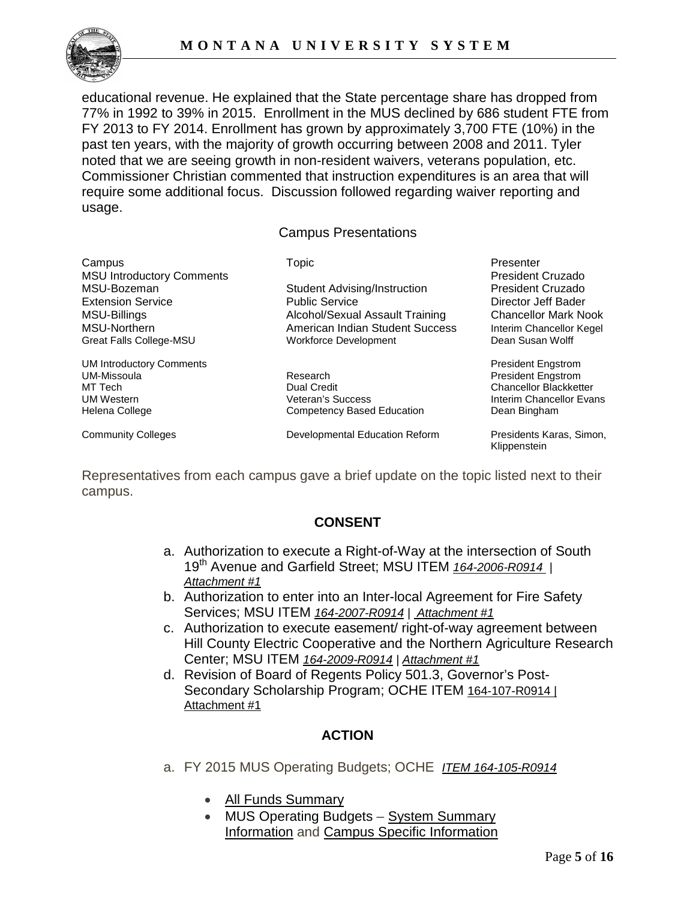educational revenue. He explained that the State percentage share has dropped from 77% in 1992 to 39% in 2015. Enrollment in the MUS declined by 686 student FTE from FY 2013 to FY 2014. Enrollment has grown by approximately 3,700 FTE (10%) in the past ten years, with the majority of growth occurring between 2008 and 2011. Tyler noted that we are seeing growth in non-resident waivers, veterans population, etc. Commissioner Christian commented that instruction expenditures is an area that will require some additional focus. Discussion followed regarding waiver reporting and usage.

## Campus Presentations

| Campus | Topic | Presenter |
|---|---|---|
| MSU Introductory Comments | | President Cruzado |
| MSU-Bozeman | Student Advising/Instruction | President Cruzado |
| Extension Service | Public Service | Director Jeff Bader |
| MSU-Billings | Alcohol/Sexual Assault Training | Chancellor Mark Nook |
| MSU-Northern | American Indian Student Success | Interim Chancellor Kegel |
| Great Falls College-MSU | Workforce Development | Dean Susan Wolff |
| UM Introductory Comments | | President Engstrom |
| UM-Missoula | Research | President Engstrom |
| MT Tech | Dual Credit | Chancellor Blackketter |
| UM Western | Veteran's Success | Interim Chancellor Evans |
| Helena College | Competency Based Education | Dean Bingham |
| Community Colleges | Developmental Education Reform | Presidents Karas, Simon, Klippenstein |

Representatives from each campus gave a brief update on the topic listed next to their campus.

## CONSENT

a. Authorization to execute a Right-of-Way at the intersection of South 19th Avenue and Garfield Street; MSU ITEM *164-2006-R0914* | *Attachment #1*
b. Authorization to enter into an Inter-local Agreement for Fire Safety Services; MSU ITEM *164-2007-R0914* | *Attachment #1*
c. Authorization to execute easement/ right-of-way agreement between Hill County Electric Cooperative and the Northern Agriculture Research Center; MSU ITEM *164-2009-R0914* | *Attachment #1*
d. Revision of Board of Regents Policy 501.3, Governor's Post-Secondary Scholarship Program; OCHE ITEM 164-107-R0914 | Attachment #1

## ACTION

a. FY 2015 MUS Operating Budgets; OCHE *ITEM 164-105-R0914*

- All Funds Summary
- MUS Operating Budgets – System Summary Information and Campus Specific Information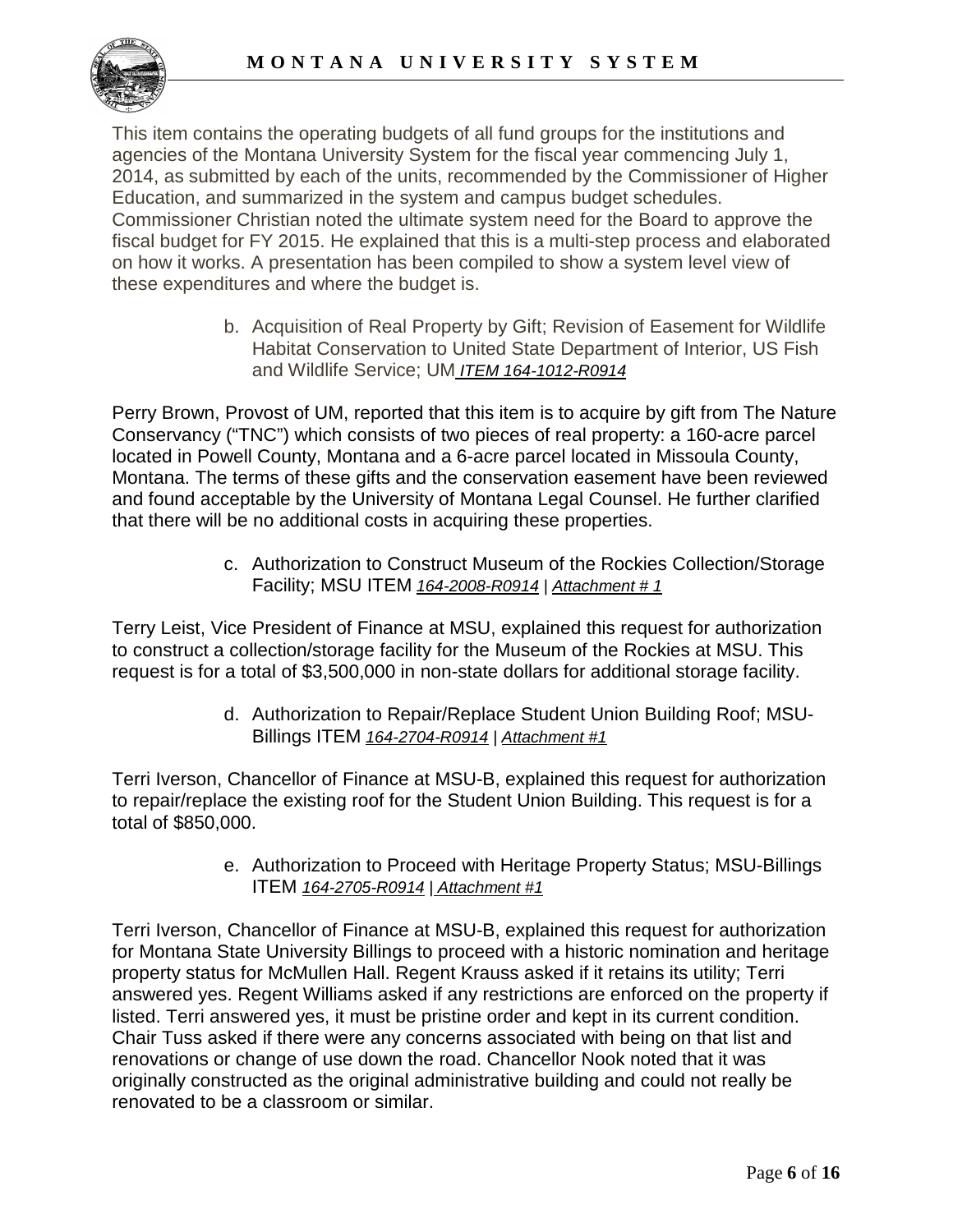This item contains the operating budgets of all fund groups for the institutions and agencies of the Montana University System for the fiscal year commencing July 1, 2014, as submitted by each of the units, recommended by the Commissioner of Higher Education, and summarized in the system and campus budget schedules. Commissioner Christian noted the ultimate system need for the Board to approve the fiscal budget for FY 2015. He explained that this is a multi-step process and elaborated on how it works. A presentation has been compiled to show a system level view of these expenditures and where the budget is.

b. Acquisition of Real Property by Gift; Revision of Easement for Wildlife Habitat Conservation to United State Department of Interior, US Fish and Wildlife Service; UM *ITEM 164-1012-R0914*

Perry Brown, Provost of UM, reported that this item is to acquire by gift from The Nature Conservancy ("TNC") which consists of two pieces of real property: a 160-acre parcel located in Powell County, Montana and a 6-acre parcel located in Missoula County, Montana. The terms of these gifts and the conservation easement have been reviewed and found acceptable by the University of Montana Legal Counsel. He further clarified that there will be no additional costs in acquiring these properties.

c. Authorization to Construct Museum of the Rockies Collection/Storage Facility; MSU ITEM *164-2008-R0914* | *Attachment # 1*

Terry Leist, Vice President of Finance at MSU, explained this request for authorization to construct a collection/storage facility for the Museum of the Rockies at MSU. This request is for a total of $3,500,000 in non-state dollars for additional storage facility.

d. Authorization to Repair/Replace Student Union Building Roof; MSU-Billings ITEM *164-2704-R0914* | *Attachment #1*

Terri Iverson, Chancellor of Finance at MSU-B, explained this request for authorization to repair/replace the existing roof for the Student Union Building. This request is for a total of $850,000.

e. Authorization to Proceed with Heritage Property Status; MSU-Billings ITEM *164-2705-R0914* | *Attachment #1*

Terri Iverson, Chancellor of Finance at MSU-B, explained this request for authorization for Montana State University Billings to proceed with a historic nomination and heritage property status for McMullen Hall. Regent Krauss asked if it retains its utility; Terri answered yes. Regent Williams asked if any restrictions are enforced on the property if listed. Terri answered yes, it must be pristine order and kept in its current condition. Chair Tuss asked if there were any concerns associated with being on that list and renovations or change of use down the road. Chancellor Nook noted that it was originally constructed as the original administrative building and could not really be renovated to be a classroom or similar.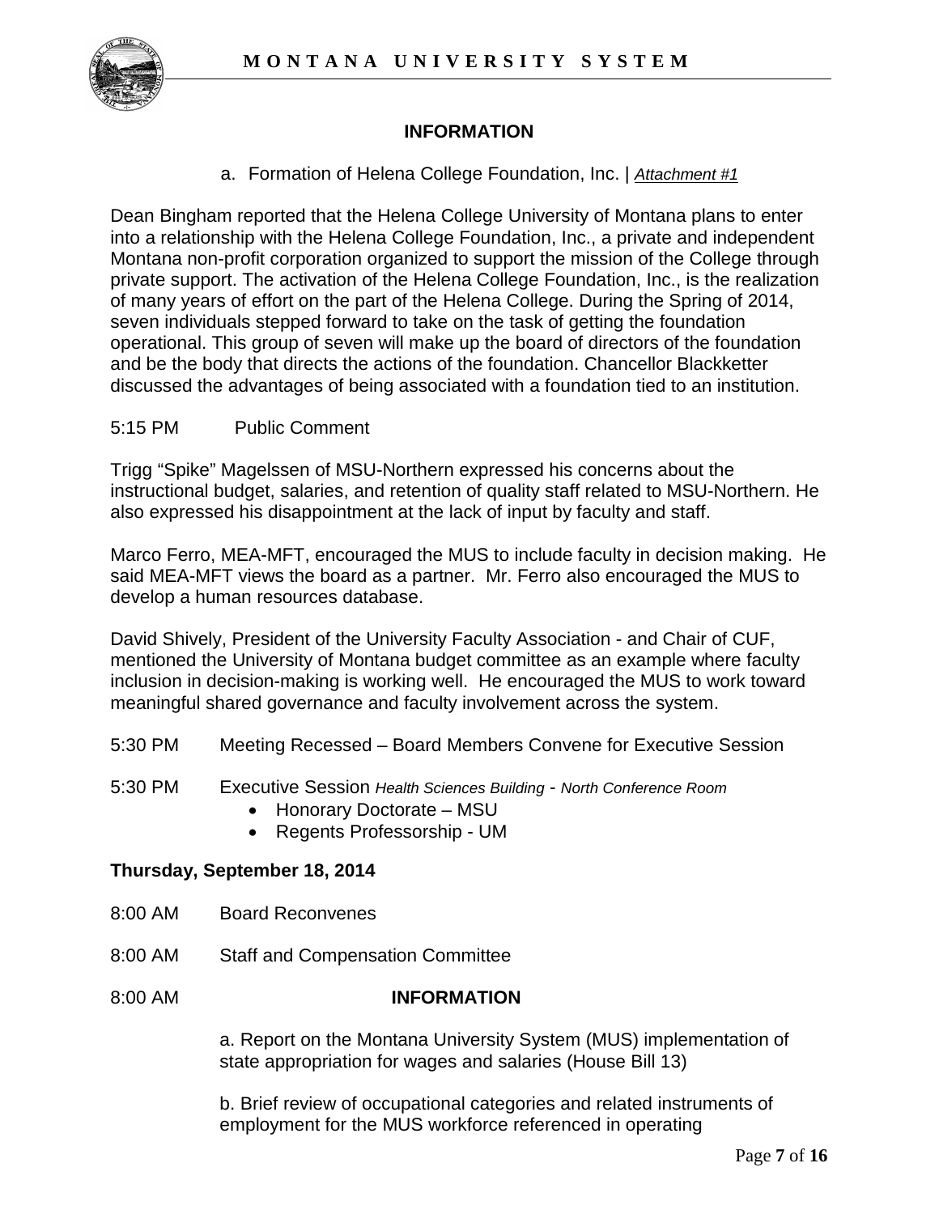## INFORMATION

a. Formation of Helena College Foundation, Inc. | *Attachment #1*

Dean Bingham reported that the Helena College University of Montana plans to enter into a relationship with the Helena College Foundation, Inc., a private and independent Montana non-profit corporation organized to support the mission of the College through private support. The activation of the Helena College Foundation, Inc., is the realization of many years of effort on the part of the Helena College. During the Spring of 2014, seven individuals stepped forward to take on the task of getting the foundation operational. This group of seven will make up the board of directors of the foundation and be the body that directs the actions of the foundation. Chancellor Blackketter discussed the advantages of being associated with a foundation tied to an institution.

5:15 PM Public Comment

Trigg "Spike" Magelssen of MSU-Northern expressed his concerns about the instructional budget, salaries, and retention of quality staff related to MSU-Northern. He also expressed his disappointment at the lack of input by faculty and staff.

Marco Ferro, MEA-MFT, encouraged the MUS to include faculty in decision making. He said MEA-MFT views the board as a partner. Mr. Ferro also encouraged the MUS to develop a human resources database.

David Shively, President of the University Faculty Association - and Chair of CUF, mentioned the University of Montana budget committee as an example where faculty inclusion in decision-making is working well. He encouraged the MUS to work toward meaningful shared governance and faculty involvement across the system.

5:30 PM Meeting Recessed – Board Members Convene for Executive Session

5:30 PM Executive Session *Health Sciences Building - North Conference Room*

- Honorary Doctorate – MSU
- Regents Professorship - UM

**Thursday, September 18, 2014**

8:00 AM Board Reconvenes

8:00 AM Staff and Compensation Committee

8:00 AM **INFORMATION**

a. Report on the Montana University System (MUS) implementation of state appropriation for wages and salaries (House Bill 13)

b. Brief review of occupational categories and related instruments of employment for the MUS workforce referenced in operating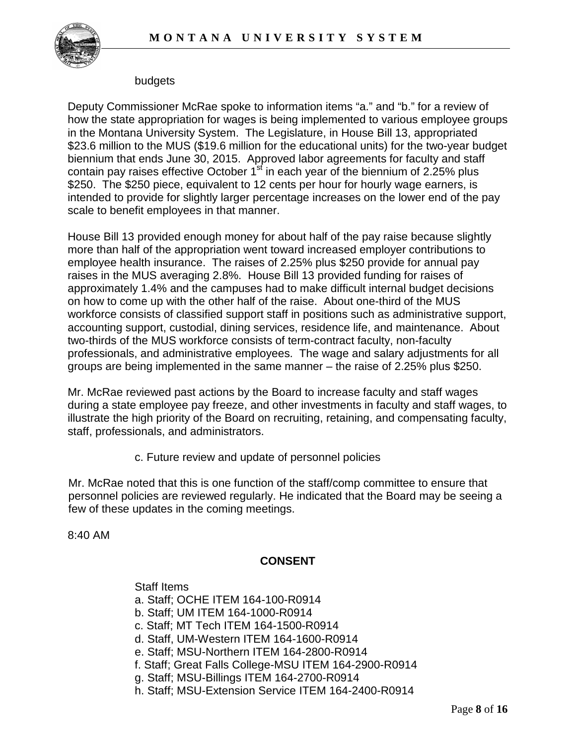budgets

Deputy Commissioner McRae spoke to information items "a." and "b." for a review of how the state appropriation for wages is being implemented to various employee groups in the Montana University System. The Legislature, in House Bill 13, appropriated $23.6 million to the MUS ($19.6 million for the educational units) for the two-year budget biennium that ends June 30, 2015. Approved labor agreements for faculty and staff contain pay raises effective October 1st in each year of the biennium of 2.25% plus $250. The $250 piece, equivalent to 12 cents per hour for hourly wage earners, is intended to provide for slightly larger percentage increases on the lower end of the pay scale to benefit employees in that manner.

House Bill 13 provided enough money for about half of the pay raise because slightly more than half of the appropriation went toward increased employer contributions to employee health insurance. The raises of 2.25% plus $250 provide for annual pay raises in the MUS averaging 2.8%. House Bill 13 provided funding for raises of approximately 1.4% and the campuses had to make difficult internal budget decisions on how to come up with the other half of the raise. About one-third of the MUS workforce consists of classified support staff in positions such as administrative support, accounting support, custodial, dining services, residence life, and maintenance. About two-thirds of the MUS workforce consists of term-contract faculty, non-faculty professionals, and administrative employees. The wage and salary adjustments for all groups are being implemented in the same manner – the raise of 2.25% plus $250.

Mr. McRae reviewed past actions by the Board to increase faculty and staff wages during a state employee pay freeze, and other investments in faculty and staff wages, to illustrate the high priority of the Board on recruiting, retaining, and compensating faculty, staff, professionals, and administrators.

c. Future review and update of personnel policies

Mr. McRae noted that this is one function of the staff/comp committee to ensure that personnel policies are reviewed regularly. He indicated that the Board may be seeing a few of these updates in the coming meetings.

8:40 AM

**CONSENT**

Staff Items
a. Staff; OCHE ITEM 164-100-R0914
b. Staff; UM ITEM 164-1000-R0914
c. Staff; MT Tech ITEM 164-1500-R0914
d. Staff, UM-Western ITEM 164-1600-R0914
e. Staff; MSU-Northern ITEM 164-2800-R0914
f. Staff; Great Falls College-MSU ITEM 164-2900-R0914
g. Staff; MSU-Billings ITEM 164-2700-R0914
h. Staff; MSU-Extension Service ITEM 164-2400-R0914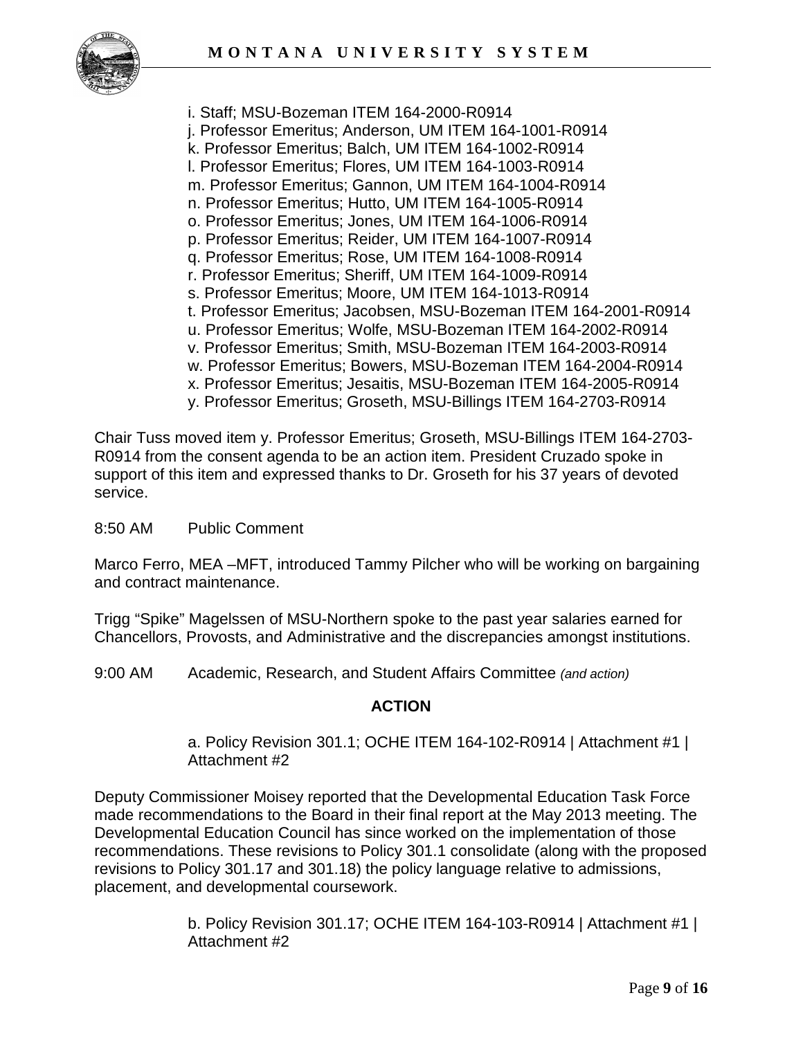i. Staff; MSU-Bozeman ITEM 164-2000-R0914
j. Professor Emeritus; Anderson, UM ITEM 164-1001-R0914
k. Professor Emeritus; Balch, UM ITEM 164-1002-R0914
l. Professor Emeritus; Flores, UM ITEM 164-1003-R0914
m. Professor Emeritus; Gannon, UM ITEM 164-1004-R0914
n. Professor Emeritus; Hutto, UM ITEM 164-1005-R0914
o. Professor Emeritus; Jones, UM ITEM 164-1006-R0914
p. Professor Emeritus; Reider, UM ITEM 164-1007-R0914
q. Professor Emeritus; Rose, UM ITEM 164-1008-R0914
r. Professor Emeritus; Sheriff, UM ITEM 164-1009-R0914
s. Professor Emeritus; Moore, UM ITEM 164-1013-R0914
t. Professor Emeritus; Jacobsen, MSU-Bozeman ITEM 164-2001-R0914
u. Professor Emeritus; Wolfe, MSU-Bozeman ITEM 164-2002-R0914
v. Professor Emeritus; Smith, MSU-Bozeman ITEM 164-2003-R0914
w. Professor Emeritus; Bowers, MSU-Bozeman ITEM 164-2004-R0914
x. Professor Emeritus; Jesaitis, MSU-Bozeman ITEM 164-2005-R0914
y. Professor Emeritus; Groseth, MSU-Billings ITEM 164-2703-R0914

Chair Tuss moved item y. Professor Emeritus; Groseth, MSU-Billings ITEM 164-2703-R0914 from the consent agenda to be an action item. President Cruzado spoke in support of this item and expressed thanks to Dr. Groseth for his 37 years of devoted service.

8:50 AM Public Comment

Marco Ferro, MEA –MFT, introduced Tammy Pilcher who will be working on bargaining and contract maintenance.

Trigg "Spike" Magelssen of MSU-Northern spoke to the past year salaries earned for Chancellors, Provosts, and Administrative and the discrepancies amongst institutions.

9:00 AM Academic, Research, and Student Affairs Committee *(and action)*

**ACTION**

a. Policy Revision 301.1; OCHE ITEM 164-102-R0914 | Attachment #1 | Attachment #2

Deputy Commissioner Moisey reported that the Developmental Education Task Force made recommendations to the Board in their final report at the May 2013 meeting. The Developmental Education Council has since worked on the implementation of those recommendations. These revisions to Policy 301.1 consolidate (along with the proposed revisions to Policy 301.17 and 301.18) the policy language relative to admissions, placement, and developmental coursework.

b. Policy Revision 301.17; OCHE ITEM 164-103-R0914 | Attachment #1 | Attachment #2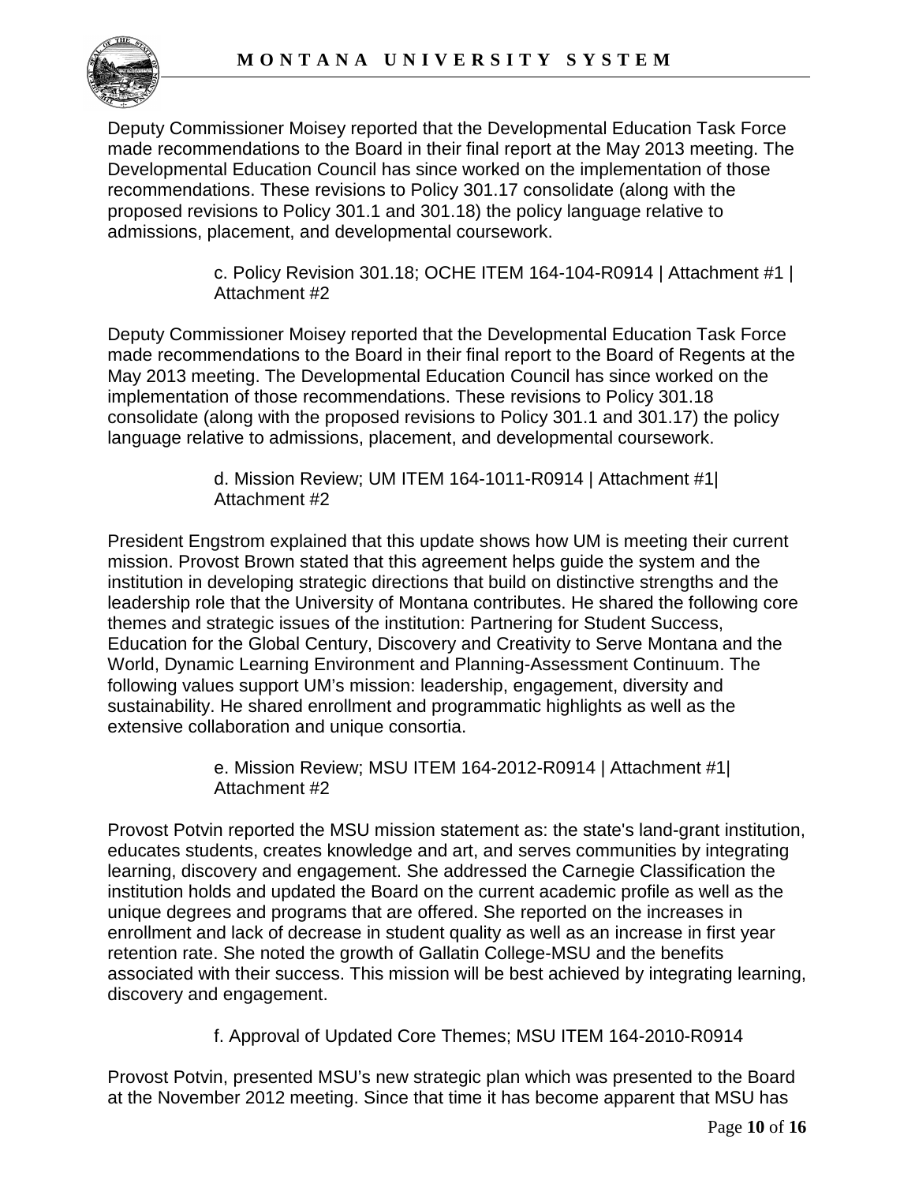Deputy Commissioner Moisey reported that the Developmental Education Task Force made recommendations to the Board in their final report at the May 2013 meeting. The Developmental Education Council has since worked on the implementation of those recommendations. These revisions to Policy 301.17 consolidate (along with the proposed revisions to Policy 301.1 and 301.18) the policy language relative to admissions, placement, and developmental coursework.

c. Policy Revision 301.18; OCHE ITEM 164-104-R0914 | Attachment #1 | Attachment #2

Deputy Commissioner Moisey reported that the Developmental Education Task Force made recommendations to the Board in their final report to the Board of Regents at the May 2013 meeting. The Developmental Education Council has since worked on the implementation of those recommendations. These revisions to Policy 301.18 consolidate (along with the proposed revisions to Policy 301.1 and 301.17) the policy language relative to admissions, placement, and developmental coursework.

d. Mission Review; UM ITEM 164-1011-R0914 | Attachment #1| Attachment #2

President Engstrom explained that this update shows how UM is meeting their current mission. Provost Brown stated that this agreement helps guide the system and the institution in developing strategic directions that build on distinctive strengths and the leadership role that the University of Montana contributes. He shared the following core themes and strategic issues of the institution: Partnering for Student Success, Education for the Global Century, Discovery and Creativity to Serve Montana and the World, Dynamic Learning Environment and Planning-Assessment Continuum. The following values support UM's mission: leadership, engagement, diversity and sustainability. He shared enrollment and programmatic highlights as well as the extensive collaboration and unique consortia.

e. Mission Review; MSU ITEM 164-2012-R0914 | Attachment #1| Attachment #2

Provost Potvin reported the MSU mission statement as: the state's land-grant institution, educates students, creates knowledge and art, and serves communities by integrating learning, discovery and engagement. She addressed the Carnegie Classification the institution holds and updated the Board on the current academic profile as well as the unique degrees and programs that are offered. She reported on the increases in enrollment and lack of decrease in student quality as well as an increase in first year retention rate. She noted the growth of Gallatin College-MSU and the benefits associated with their success. This mission will be best achieved by integrating learning, discovery and engagement.

f. Approval of Updated Core Themes; MSU ITEM 164-2010-R0914

Provost Potvin, presented MSU's new strategic plan which was presented to the Board at the November 2012 meeting. Since that time it has become apparent that MSU has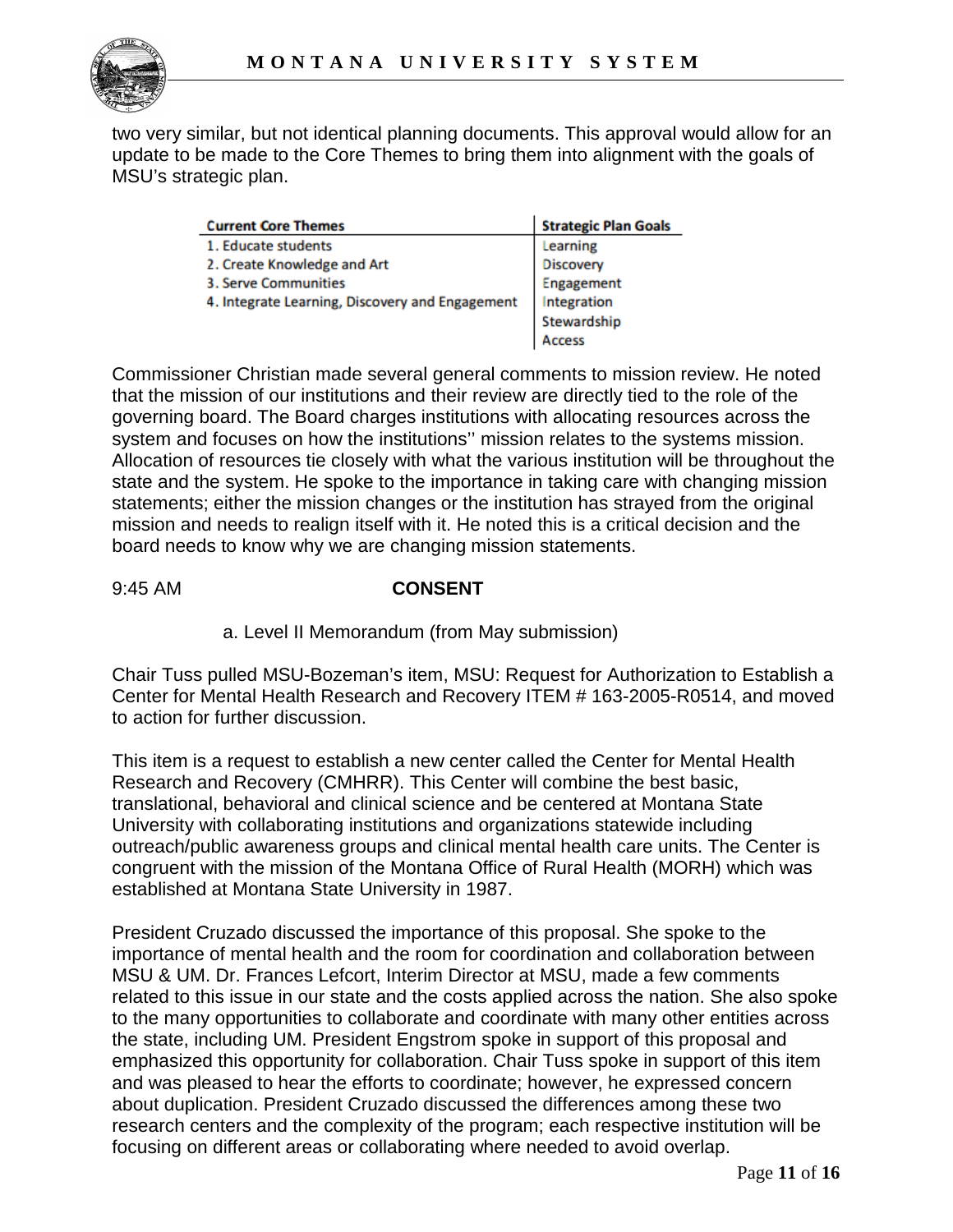two very similar, but not identical planning documents. This approval would allow for an update to be made to the Core Themes to bring them into alignment with the goals of MSU's strategic plan.

| Current Core Themes | Strategic Plan Goals |
|---|---|
| 1. Educate students | Learning |
| 2. Create Knowledge and Art | Discovery |
| 3. Serve Communities | Engagement |
| 4. Integrate Learning, Discovery and Engagement | Integration |
| | Stewardship |
| | Access |

Commissioner Christian made several general comments to mission review. He noted that the mission of our institutions and their review are directly tied to the role of the governing board. The Board charges institutions with allocating resources across the system and focuses on how the institutions'' mission relates to the systems mission. Allocation of resources tie closely with what the various institution will be throughout the state and the system. He spoke to the importance in taking care with changing mission statements; either the mission changes or the institution has strayed from the original mission and needs to realign itself with it. He noted this is a critical decision and the board needs to know why we are changing mission statements.

9:45 AM **CONSENT**

a. Level II Memorandum (from May submission)

Chair Tuss pulled MSU-Bozeman's item, MSU: Request for Authorization to Establish a Center for Mental Health Research and Recovery ITEM # 163-2005-R0514, and moved to action for further discussion.

This item is a request to establish a new center called the Center for Mental Health Research and Recovery (CMHRR). This Center will combine the best basic, translational, behavioral and clinical science and be centered at Montana State University with collaborating institutions and organizations statewide including outreach/public awareness groups and clinical mental health care units. The Center is congruent with the mission of the Montana Office of Rural Health (MORH) which was established at Montana State University in 1987.

President Cruzado discussed the importance of this proposal. She spoke to the importance of mental health and the room for coordination and collaboration between MSU & UM. Dr. Frances Lefcort, Interim Director at MSU, made a few comments related to this issue in our state and the costs applied across the nation. She also spoke to the many opportunities to collaborate and coordinate with many other entities across the state, including UM. President Engstrom spoke in support of this proposal and emphasized this opportunity for collaboration. Chair Tuss spoke in support of this item and was pleased to hear the efforts to coordinate; however, he expressed concern about duplication. President Cruzado discussed the differences among these two research centers and the complexity of the program; each respective institution will be focusing on different areas or collaborating where needed to avoid overlap.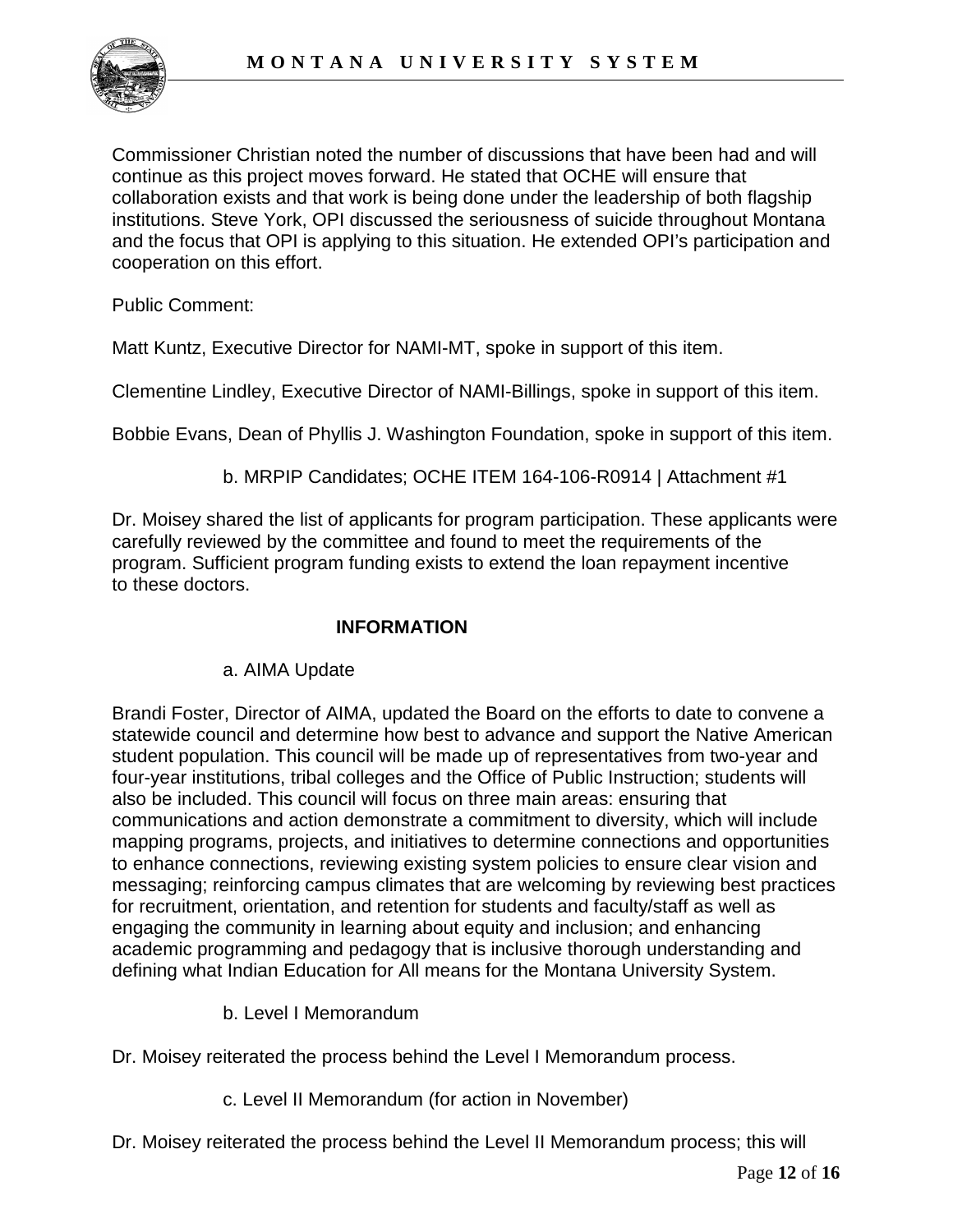Commissioner Christian noted the number of discussions that have been had and will continue as this project moves forward. He stated that OCHE will ensure that collaboration exists and that work is being done under the leadership of both flagship institutions. Steve York, OPI discussed the seriousness of suicide throughout Montana and the focus that OPI is applying to this situation. He extended OPI's participation and cooperation on this effort.

Public Comment:

Matt Kuntz, Executive Director for NAMI-MT, spoke in support of this item.

Clementine Lindley, Executive Director of NAMI-Billings, spoke in support of this item.

Bobbie Evans, Dean of Phyllis J. Washington Foundation, spoke in support of this item.

b. MRPIP Candidates; OCHE ITEM 164-106-R0914 | Attachment #1

Dr. Moisey shared the list of applicants for program participation. These applicants were carefully reviewed by the committee and found to meet the requirements of the program. Sufficient program funding exists to extend the loan repayment incentive to these doctors.

**INFORMATION**

a. AIMA Update

Brandi Foster, Director of AIMA, updated the Board on the efforts to date to convene a statewide council and determine how best to advance and support the Native American student population. This council will be made up of representatives from two-year and four-year institutions, tribal colleges and the Office of Public Instruction; students will also be included. This council will focus on three main areas: ensuring that communications and action demonstrate a commitment to diversity, which will include mapping programs, projects, and initiatives to determine connections and opportunities to enhance connections, reviewing existing system policies to ensure clear vision and messaging; reinforcing campus climates that are welcoming by reviewing best practices for recruitment, orientation, and retention for students and faculty/staff as well as engaging the community in learning about equity and inclusion; and enhancing academic programming and pedagogy that is inclusive thorough understanding and defining what Indian Education for All means for the Montana University System.

b. Level I Memorandum

Dr. Moisey reiterated the process behind the Level I Memorandum process.

c. Level II Memorandum (for action in November)

Dr. Moisey reiterated the process behind the Level II Memorandum process; this will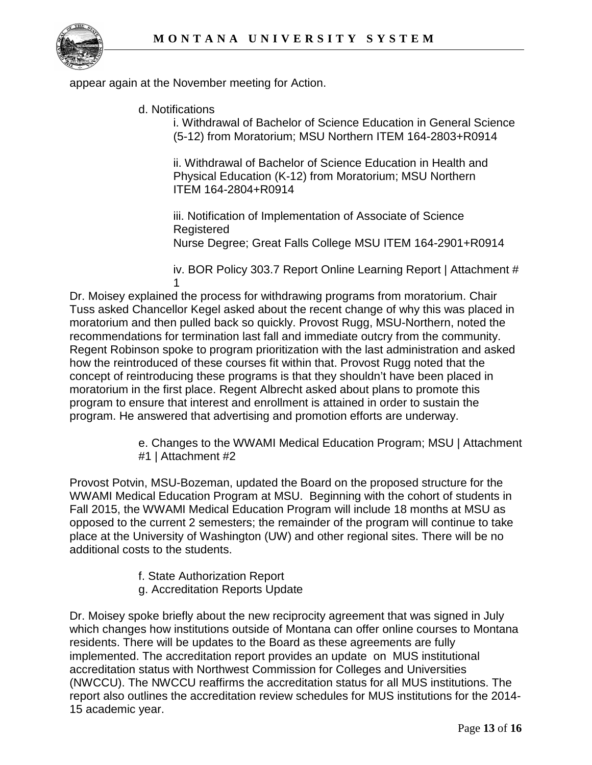appear again at the November meeting for Action.

d. Notifications

i. Withdrawal of Bachelor of Science Education in General Science (5-12) from Moratorium; MSU Northern ITEM 164-2803+R0914

ii. Withdrawal of Bachelor of Science Education in Health and Physical Education (K-12) from Moratorium; MSU Northern ITEM 164-2804+R0914

iii. Notification of Implementation of Associate of Science Registered Nurse Degree; Great Falls College MSU ITEM 164-2901+R0914

iv. BOR Policy 303.7 Report Online Learning Report | Attachment # 1

Dr. Moisey explained the process for withdrawing programs from moratorium. Chair Tuss asked Chancellor Kegel asked about the recent change of why this was placed in moratorium and then pulled back so quickly. Provost Rugg, MSU-Northern, noted the recommendations for termination last fall and immediate outcry from the community. Regent Robinson spoke to program prioritization with the last administration and asked how the reintroduced of these courses fit within that. Provost Rugg noted that the concept of reintroducing these programs is that they shouldn't have been placed in moratorium in the first place. Regent Albrecht asked about plans to promote this program to ensure that interest and enrollment is attained in order to sustain the program. He answered that advertising and promotion efforts are underway.

e. Changes to the WWAMI Medical Education Program; MSU | Attachment #1 | Attachment #2

Provost Potvin, MSU-Bozeman, updated the Board on the proposed structure for the WWAMI Medical Education Program at MSU. Beginning with the cohort of students in Fall 2015, the WWAMI Medical Education Program will include 18 months at MSU as opposed to the current 2 semesters; the remainder of the program will continue to take place at the University of Washington (UW) and other regional sites. There will be no additional costs to the students.

f. State Authorization Report

g. Accreditation Reports Update

Dr. Moisey spoke briefly about the new reciprocity agreement that was signed in July which changes how institutions outside of Montana can offer online courses to Montana residents. There will be updates to the Board as these agreements are fully implemented. The accreditation report provides an update on MUS institutional accreditation status with Northwest Commission for Colleges and Universities (NWCCU). The NWCCU reaffirms the accreditation status for all MUS institutions. The report also outlines the accreditation review schedules for MUS institutions for the 2014-15 academic year.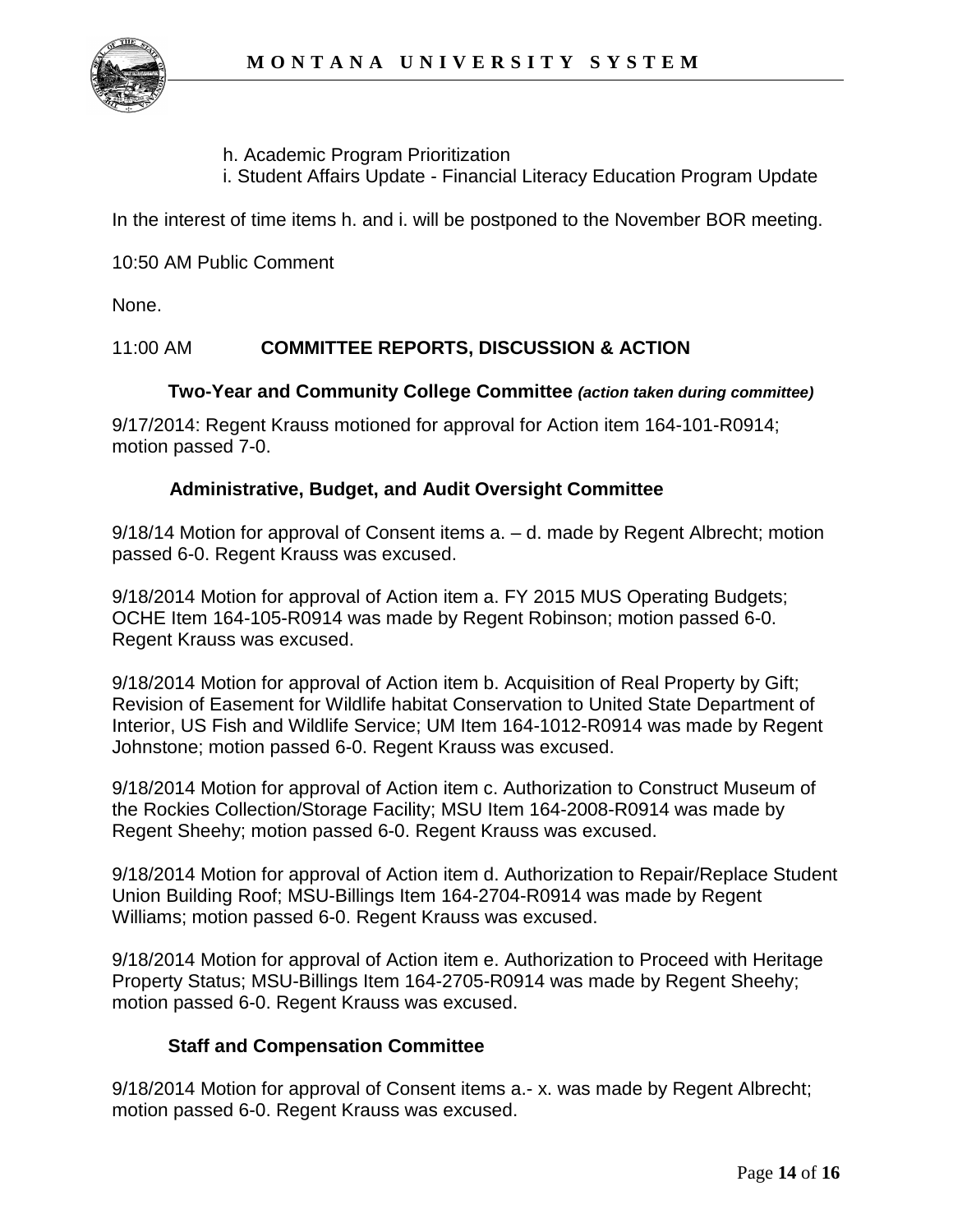h. Academic Program Prioritization
i. Student Affairs Update - Financial Literacy Education Program Update

In the interest of time items h. and i. will be postponed to the November BOR meeting.

10:50 AM Public Comment

None.

11:00 AM **COMMITTEE REPORTS, DISCUSSION & ACTION**

**Two-Year and Community College Committee** ***(action taken during committee)***

9/17/2014: Regent Krauss motioned for approval for Action item 164-101-R0914; motion passed 7-0.

**Administrative, Budget, and Audit Oversight Committee**

9/18/14 Motion for approval of Consent items a. – d. made by Regent Albrecht; motion passed 6-0. Regent Krauss was excused.

9/18/2014 Motion for approval of Action item a. FY 2015 MUS Operating Budgets; OCHE Item 164-105-R0914 was made by Regent Robinson; motion passed 6-0. Regent Krauss was excused.

9/18/2014 Motion for approval of Action item b. Acquisition of Real Property by Gift; Revision of Easement for Wildlife habitat Conservation to United State Department of Interior, US Fish and Wildlife Service; UM Item 164-1012-R0914 was made by Regent Johnstone; motion passed 6-0. Regent Krauss was excused.

9/18/2014 Motion for approval of Action item c. Authorization to Construct Museum of the Rockies Collection/Storage Facility; MSU Item 164-2008-R0914 was made by Regent Sheehy; motion passed 6-0. Regent Krauss was excused.

9/18/2014 Motion for approval of Action item d. Authorization to Repair/Replace Student Union Building Roof; MSU-Billings Item 164-2704-R0914 was made by Regent Williams; motion passed 6-0. Regent Krauss was excused.

9/18/2014 Motion for approval of Action item e. Authorization to Proceed with Heritage Property Status; MSU-Billings Item 164-2705-R0914 was made by Regent Sheehy; motion passed 6-0. Regent Krauss was excused.

**Staff and Compensation Committee**

9/18/2014 Motion for approval of Consent items a.- x. was made by Regent Albrecht; motion passed 6-0. Regent Krauss was excused.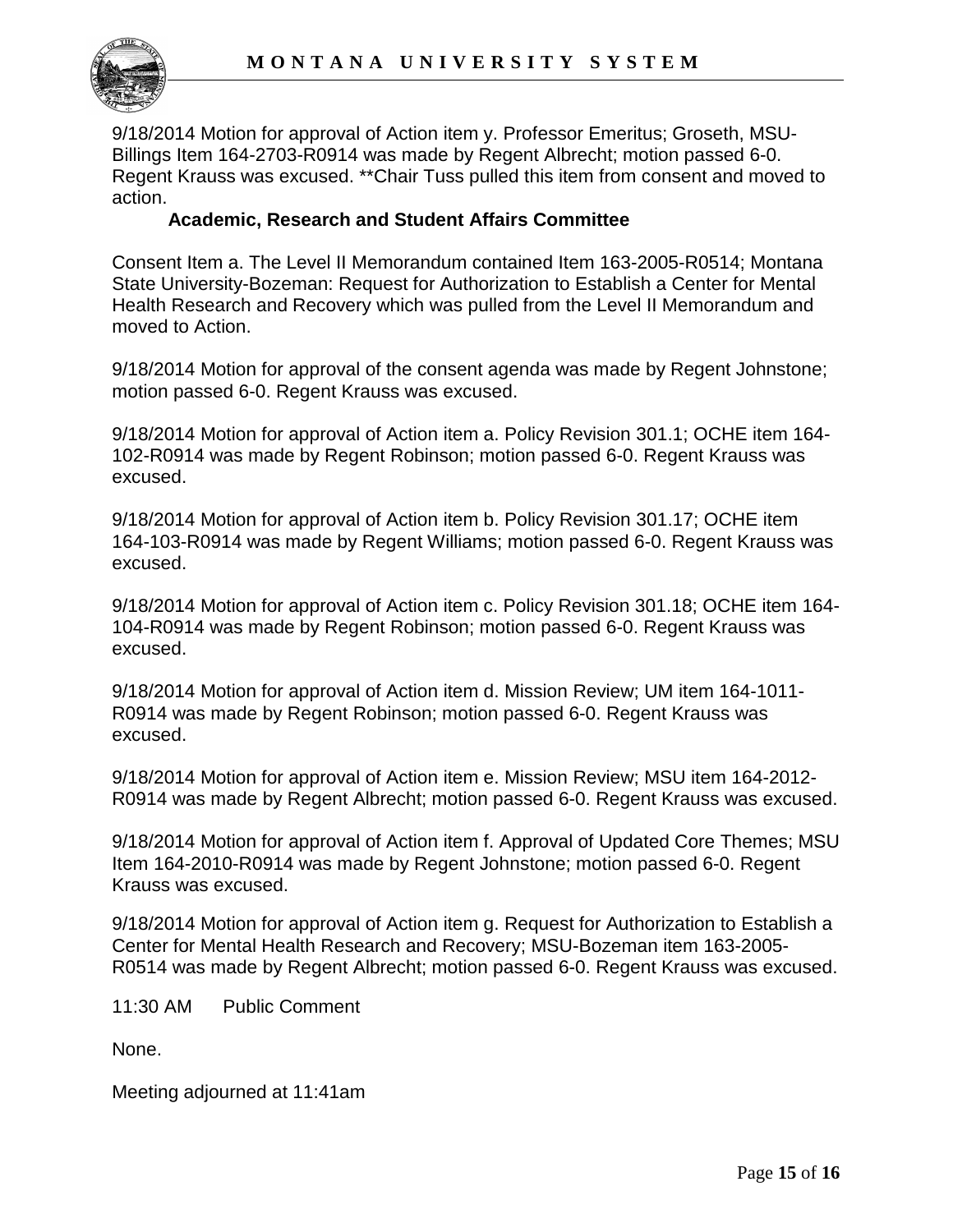9/18/2014 Motion for approval of Action item y. Professor Emeritus; Groseth, MSU-Billings Item 164-2703-R0914 was made by Regent Albrecht; motion passed 6-0. Regent Krauss was excused. **Chair Tuss pulled this item from consent and moved to action.

### Academic, Research and Student Affairs Committee

Consent Item a. The Level II Memorandum contained Item 163-2005-R0514; Montana State University-Bozeman: Request for Authorization to Establish a Center for Mental Health Research and Recovery which was pulled from the Level II Memorandum and moved to Action.

9/18/2014 Motion for approval of the consent agenda was made by Regent Johnstone; motion passed 6-0. Regent Krauss was excused.

9/18/2014 Motion for approval of Action item a. Policy Revision 301.1; OCHE item 164-102-R0914 was made by Regent Robinson; motion passed 6-0. Regent Krauss was excused.

9/18/2014 Motion for approval of Action item b. Policy Revision 301.17; OCHE item 164-103-R0914 was made by Regent Williams; motion passed 6-0. Regent Krauss was excused.

9/18/2014 Motion for approval of Action item c. Policy Revision 301.18; OCHE item 164-104-R0914 was made by Regent Robinson; motion passed 6-0. Regent Krauss was excused.

9/18/2014 Motion for approval of Action item d. Mission Review; UM item 164-1011-R0914 was made by Regent Robinson; motion passed 6-0. Regent Krauss was excused.

9/18/2014 Motion for approval of Action item e. Mission Review; MSU item 164-2012-R0914 was made by Regent Albrecht; motion passed 6-0. Regent Krauss was excused.

9/18/2014 Motion for approval of Action item f. Approval of Updated Core Themes; MSU Item 164-2010-R0914 was made by Regent Johnstone; motion passed 6-0. Regent Krauss was excused.

9/18/2014 Motion for approval of Action item g. Request for Authorization to Establish a Center for Mental Health Research and Recovery; MSU-Bozeman item 163-2005-R0514 was made by Regent Albrecht; motion passed 6-0. Regent Krauss was excused.

11:30 AM Public Comment

None.

Meeting adjourned at 11:41am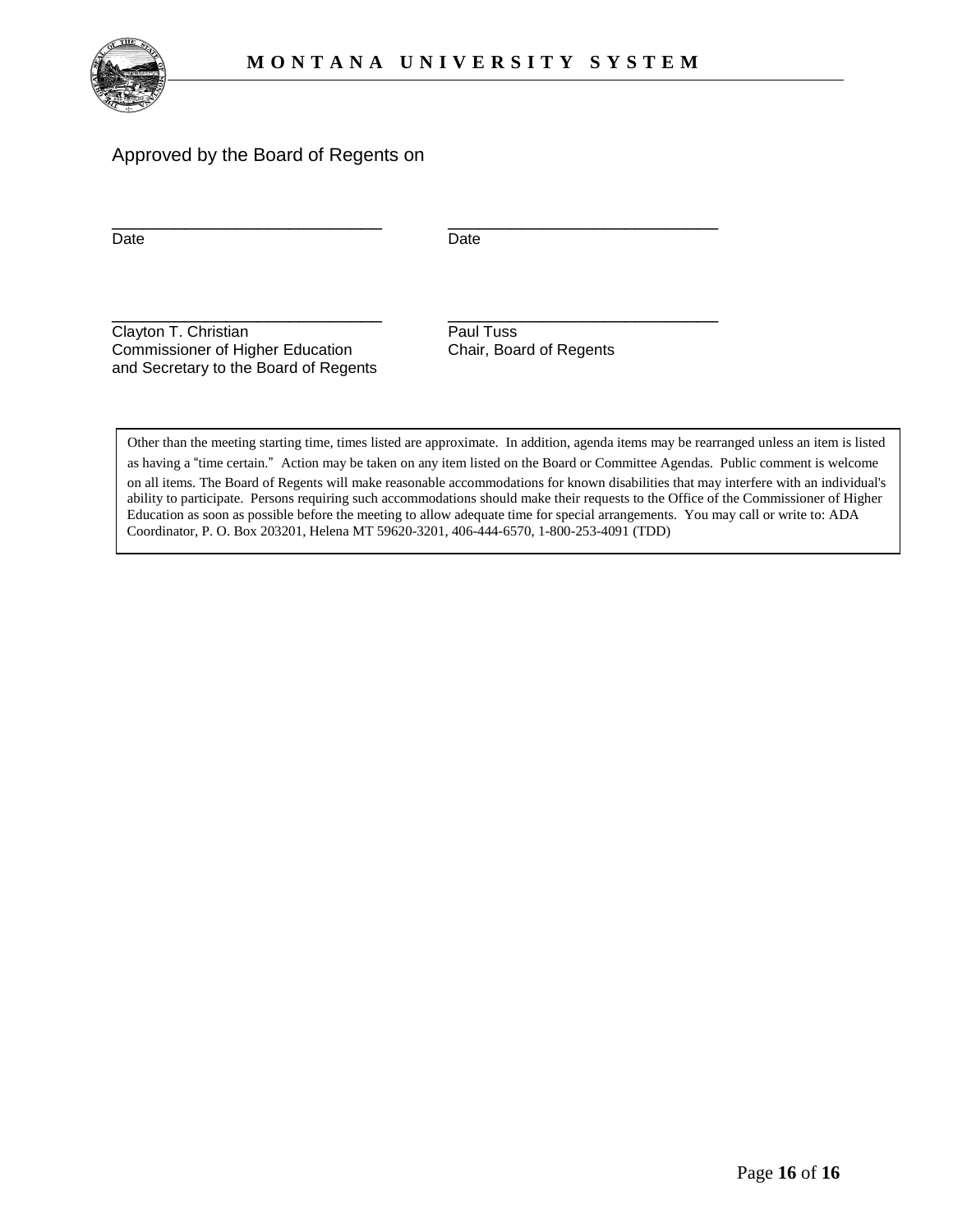Approved by the Board of Regents on

| | |
|---|---|
| _______________________________ | _______________________________ |
| Date | Date |
| | |
| _______________________________ | _______________________________ |
| Clayton T. Christian<br>Commissioner of Higher Education<br>and Secretary to the Board of Regents | Paul Tuss<br>Chair, Board of Regents |

Other than the meeting starting time, times listed are approximate. In addition, agenda items may be rearranged unless an item is listed as having a "time certain." Action may be taken on any item listed on the Board or Committee Agendas. Public comment is welcome on all items. The Board of Regents will make reasonable accommodations for known disabilities that may interfere with an individual's ability to participate. Persons requiring such accommodations should make their requests to the Office of the Commissioner of Higher Education as soon as possible before the meeting to allow adequate time for special arrangements. You may call or write to: ADA Coordinator, P. O. Box 203201, Helena MT 59620-3201, 406-444-6570, 1-800-253-4091 (TDD)